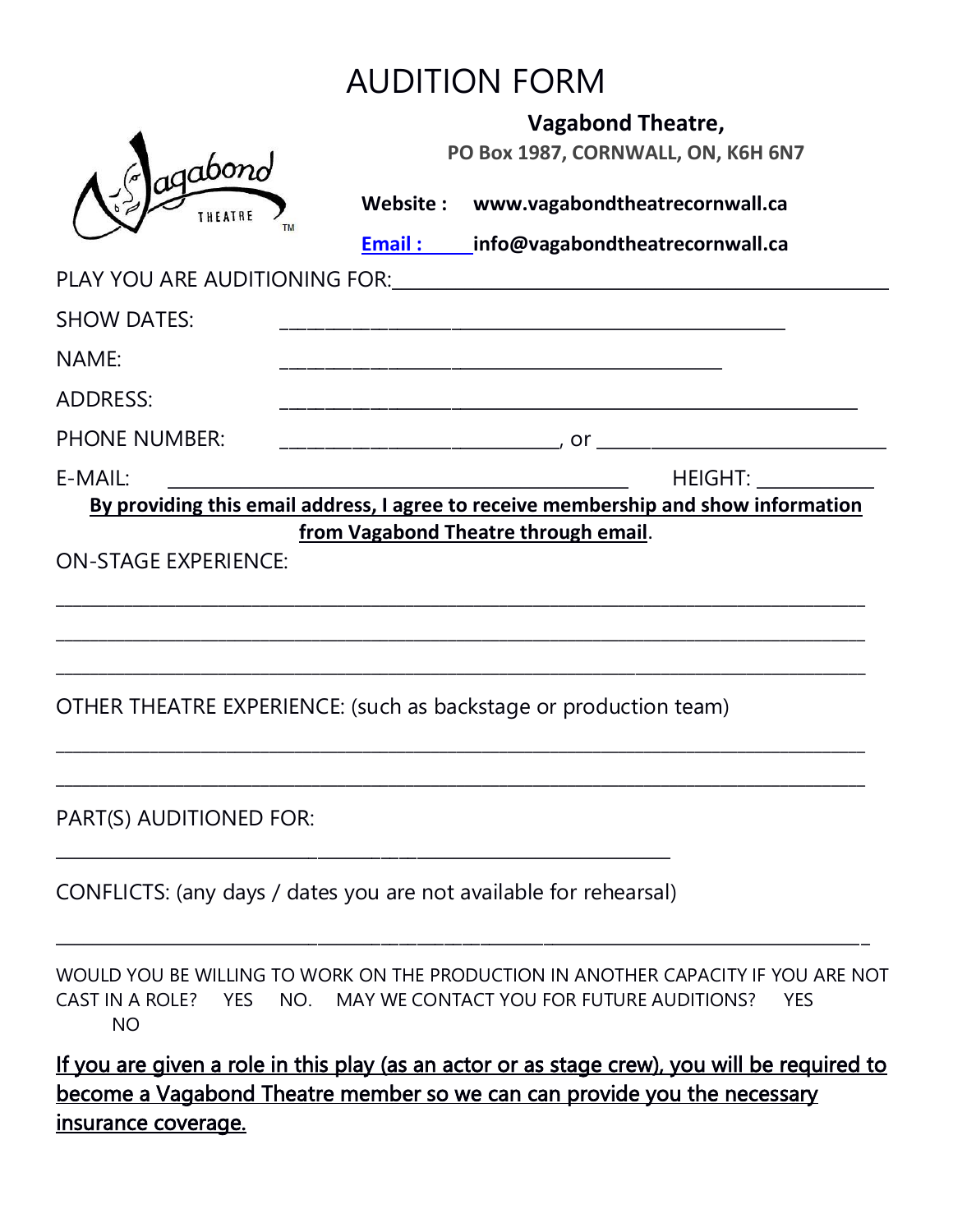# AUDITION FORM

**Vagabond Theatre,**

**PO Box 1987, CORNWALL, ON, K6H 6N7**

**Website :** **www.vagabondtheatrecornwall.ca**

**Email :** **info@vagabondtheatrecornwall.ca**

PLAY YOU ARE AUDITIONING FOR:_______________________________________________

SHOW DATES: _______________________________________________

NAME: ___________________________________________

ADDRESS: ________________________________________________________

PHONE NUMBER: ___________________________, or ____________________________

E-MAIL: ____________________________________________ HEIGHT: ___________

**By providing this email address, I agree to receive membership and show information from Vagabond Theatre through email**.

ON-STAGE EXPERIENCE:

_______________________________________________________________________________

_______________________________________________________________________________

_______________________________________________________________________________

OTHER THEATRE EXPERIENCE: (such as backstage or production team)

_______________________________________________________________________________

_______________________________________________________________________________

PART(S) AUDITIONED FOR:

____________________________________________________________

CONFLICTS: (any days / dates you are not available for rehearsal)

_______________________________________________________________________________

WOULD YOU BE WILLING TO WORK ON THE PRODUCTION IN ANOTHER CAPACITY IF YOU ARE NOT CAST IN A ROLE? YES NO. MAY WE CONTACT YOU FOR FUTURE AUDITIONS? YES NO

<u>If you are given a role in this play (as an actor or as stage crew), you will be required to become a Vagabond Theatre member so we can can provide you the necessary insurance coverage.</u>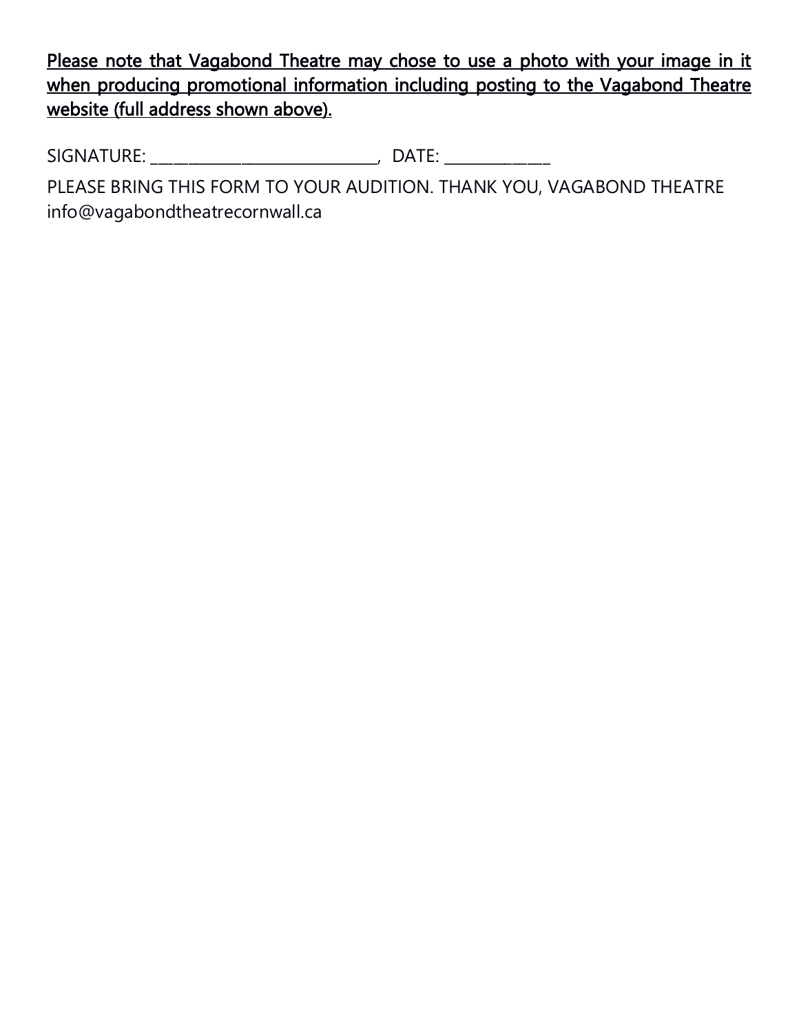**<u>Please note that Vagabond Theatre may chose to use a photo with your image in it when producing promotional information including posting to the Vagabond Theatre website (full address shown above).</u>**

SIGNATURE: ____________________________, DATE: ____________

PLEASE BRING THIS FORM TO YOUR AUDITION. THANK YOU, VAGABOND THEATRE info@vagabondtheatrecornwall.ca